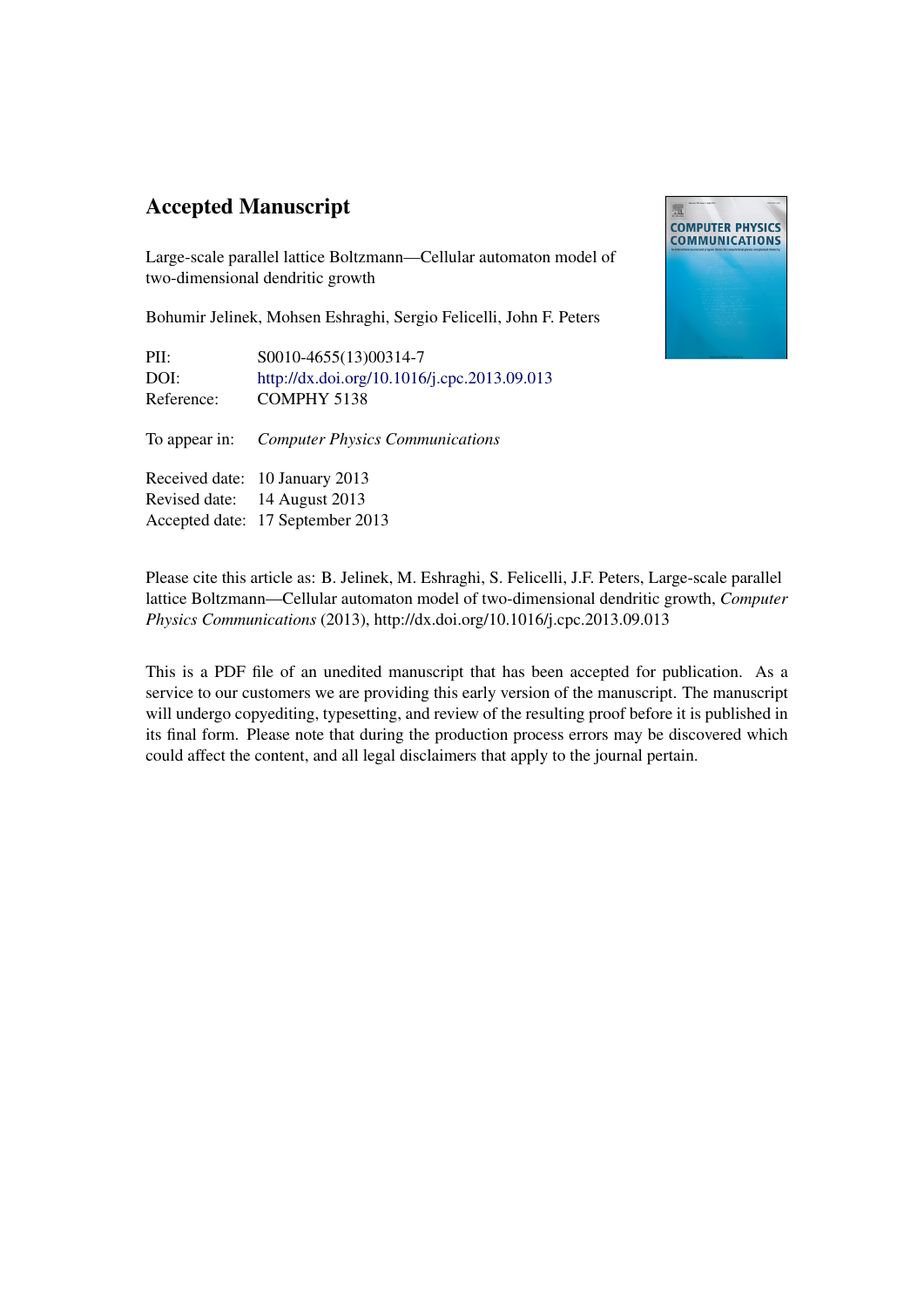# Accepted Manuscript

Large-scale parallel lattice Boltzmann—Cellular automaton model of two-dimensional dendritic growth

Bohumir Jelinek, Mohsen Eshraghi, Sergio Felicelli, John F. Peters

| | |
|---|---|
| PII: | S0010-4655(13)00314-7 |
| DOI: | http://dx.doi.org/10.1016/j.cpc.2013.09.013 |
| Reference: | COMPHY 5138 |

To appear in: *Computer Physics Communications*

| | |
|---|---|
| Received date: | 10 January 2013 |
| Revised date: | 14 August 2013 |
| Accepted date: | 17 September 2013 |

Please cite this article as: B. Jelinek, M. Eshraghi, S. Felicelli, J.F. Peters, Large-scale parallel lattice Boltzmann—Cellular automaton model of two-dimensional dendritic growth, *Computer Physics Communications* (2013), http://dx.doi.org/10.1016/j.cpc.2013.09.013

This is a PDF file of an unedited manuscript that has been accepted for publication. As a service to our customers we are providing this early version of the manuscript. The manuscript will undergo copyediting, typesetting, and review of the resulting proof before it is published in its final form. Please note that during the production process errors may be discovered which could affect the content, and all legal disclaimers that apply to the journal pertain.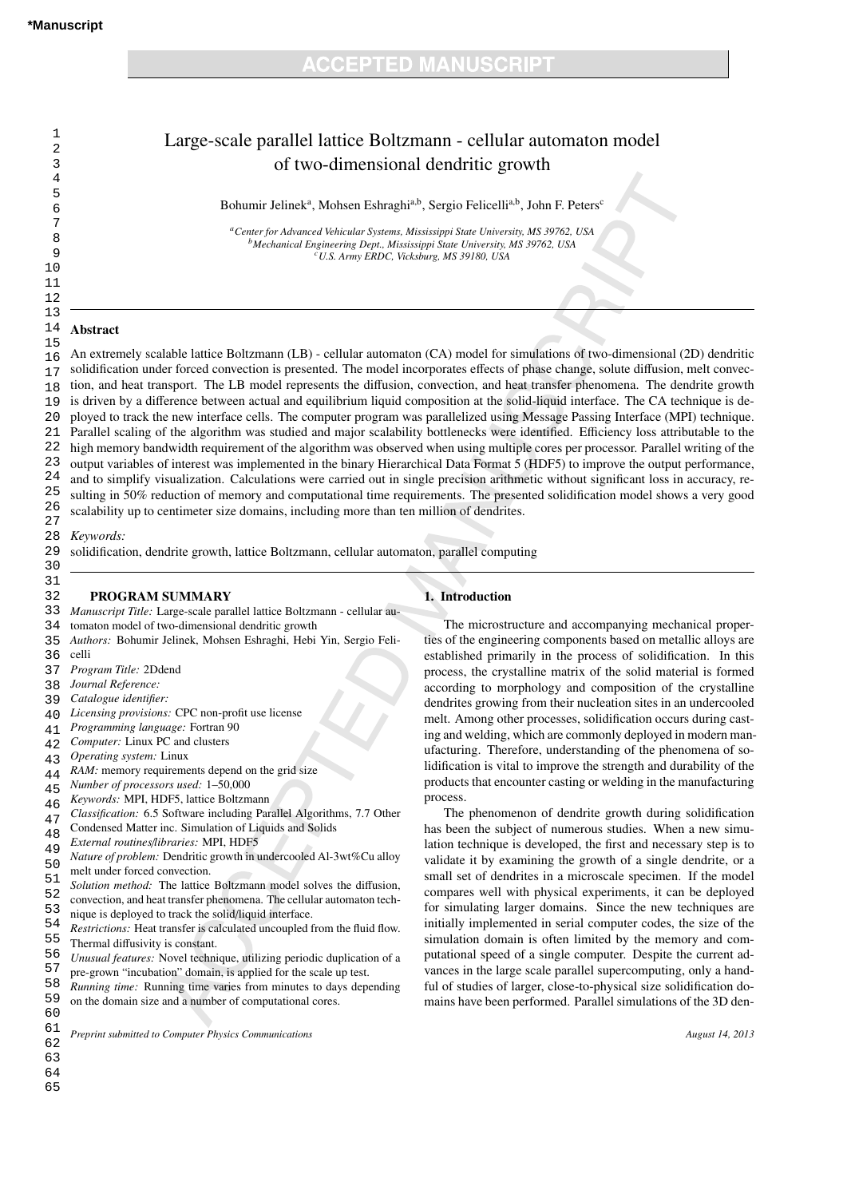# Large-scale parallel lattice Boltzmann - cellular automaton model of two-dimensional dendritic growth

Bohumir Jelinek[a], Mohsen Eshraghi[a,b], Sergio Felicelli[a,b], John F. Peters[c]

[a]*Center for Advanced Vehicular Systems, Mississippi State University, MS 39762, USA*
[b]*Mechanical Engineering Dept., Mississippi State University, MS 39762, USA*
[c]*U.S. Army ERDC, Vicksburg, MS 39180, USA*

## Abstract

An extremely scalable lattice Boltzmann (LB) - cellular automaton (CA) model for simulations of two-dimensional (2D) dendritic solidification under forced convection is presented. The model incorporates effects of phase change, solute diffusion, melt convection, and heat transport. The LB model represents the diffusion, convection, and heat transfer phenomena. The dendrite growth is driven by a difference between actual and equilibrium liquid composition at the solid-liquid interface. The CA technique is deployed to track the new interface cells. The computer program was parallelized using Message Passing Interface (MPI) technique. Parallel scaling of the algorithm was studied and major scalability bottlenecks were identified. Efficiency loss attributable to the high memory bandwidth requirement of the algorithm was observed when using multiple cores per processor. Parallel writing of the output variables of interest was implemented in the binary Hierarchical Data Format 5 (HDF5) to improve the output performance, and to simplify visualization. Calculations were carried out in single precision arithmetic without significant loss in accuracy, resulting in 50% reduction of memory and computational time requirements. The presented solidification model shows a very good scalability up to centimeter size domains, including more than ten million of dendrites.

*Keywords:*
solidification, dendrite growth, lattice Boltzmann, cellular automaton, parallel computing

### PROGRAM SUMMARY

*Manuscript Title:* Large-scale parallel lattice Boltzmann - cellular automaton model of two-dimensional dendritic growth
*Authors:* Bohumir Jelinek, Mohsen Eshraghi, Hebi Yin, Sergio Felicelli
*Program Title:* 2Ddend
*Journal Reference:*
*Catalogue identifier:*
*Licensing provisions:* CPC non-profit use license
*Programming language:* Fortran 90
*Computer:* Linux PC and clusters
*Operating system:* Linux
*RAM:* memory requirements depend on the grid size
*Number of processors used:* 1–50,000
*Keywords:* MPI, HDF5, lattice Boltzmann
*Classification:* 6.5 Software including Parallel Algorithms, 7.7 Other Condensed Matter inc. Simulation of Liquids and Solids
*External routines/libraries:* MPI, HDF5
*Nature of problem:* Dendritic growth in undercooled Al-3wt%Cu alloy melt under forced convection.
*Solution method:* The lattice Boltzmann model solves the diffusion, convection, and heat transfer phenomena. The cellular automaton technique is deployed to track the solid/liquid interface.
*Restrictions:* Heat transfer is calculated uncoupled from the fluid flow. Thermal diffusivity is constant.
*Unusual features:* Novel technique, utilizing periodic duplication of a pre-grown "incubation" domain, is applied for the scale up test.
*Running time:* Running time varies from minutes to days depending on the domain size and a number of computational cores.

## 1. Introduction

The microstructure and accompanying mechanical properties of the engineering components based on metallic alloys are established primarily in the process of solidification. In this process, the crystalline matrix of the solid material is formed according to morphology and composition of the crystalline dendrites growing from their nucleation sites in an undercooled melt. Among other processes, solidification occurs during casting and welding, which are commonly deployed in modern manufacturing. Therefore, understanding of the phenomena of solidification is vital to improve the strength and durability of the products that encounter casting or welding in the manufacturing process.

The phenomenon of dendrite growth during solidification has been the subject of numerous studies. When a new simulation technique is developed, the first and necessary step is to validate it by examining the growth of a single dendrite, or a small set of dendrites in a microscale specimen. If the model compares well with physical experiments, it can be deployed for simulating larger domains. Since the new techniques are initially implemented in serial computer codes, the size of the simulation domain is often limited by the memory and computational speed of a single computer. Despite the current advances in the large scale parallel supercomputing, only a handful of studies of larger, close-to-physical size solidification domains have been performed. Parallel simulations of the 3D den-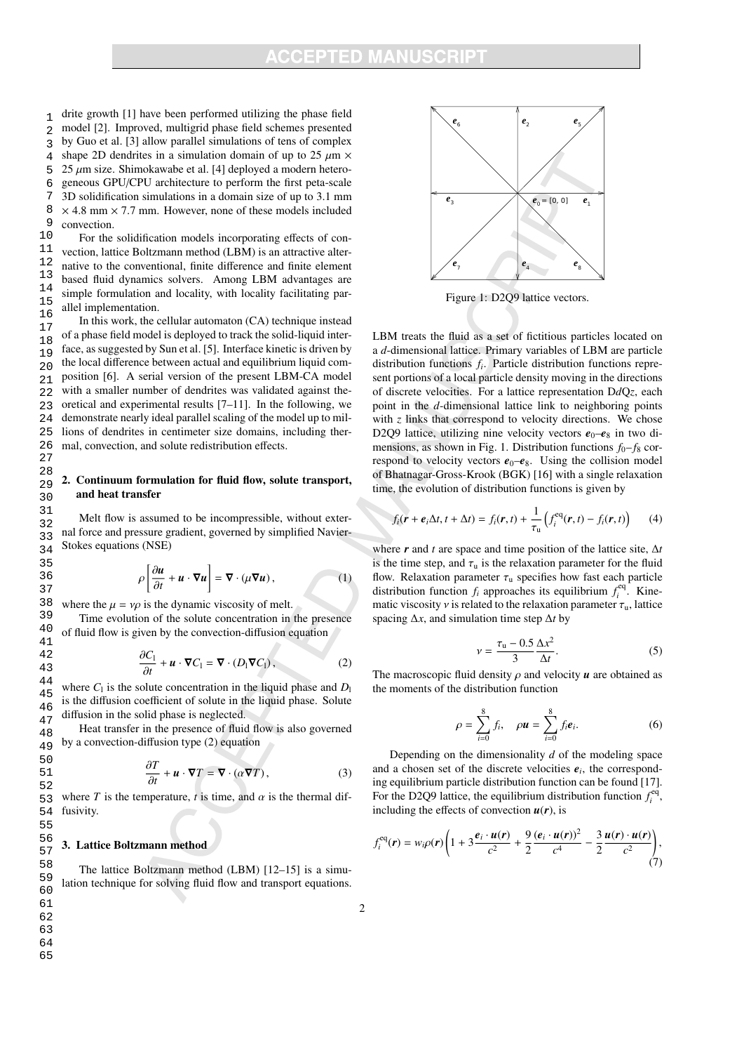drite growth [1] have been performed utilizing the phase field model [2]. Improved, multigrid phase field schemes presented by Guo et al. [3] allow parallel simulations of tens of complex shape 2D dendrites in a simulation domain of up to 25 $\mu$m × 25 $\mu$m size. Shimokawabe et al. [4] deployed a modern heterogeneous GPU/CPU architecture to perform the first peta-scale 3D solidification simulations in a domain size of up to 3.1 mm × 4.8 mm × 7.7 mm. However, none of these models included convection.

For the solidification models incorporating effects of convection, lattice Boltzmann method (LBM) is an attractive alternative to the conventional, finite difference and finite element based fluid dynamics solvers. Among LBM advantages are simple formulation and locality, with locality facilitating parallel implementation.

In this work, the cellular automaton (CA) technique instead of a phase field model is deployed to track the solid-liquid interface, as suggested by Sun et al. [5]. Interface kinetic is driven by the local difference between actual and equilibrium liquid composition [6]. A serial version of the present LBM-CA model with a smaller number of dendrites was validated against theoretical and experimental results [7–11]. In the following, we demonstrate nearly ideal parallel scaling of the model up to millions of dendrites in centimeter size domains, including thermal, convection, and solute redistribution effects.

## 2. Continuum formulation for fluid flow, solute transport, and heat transfer

Melt flow is assumed to be incompressible, without external force and pressure gradient, governed by simplified Navier-Stokes equations (NSE)

$$\rho\left[\frac{\partial \boldsymbol{u}}{\partial t} + \boldsymbol{u}\cdot\boldsymbol{\nabla}\boldsymbol{u}\right] = \boldsymbol{\nabla}\cdot\left(\mu\boldsymbol{\nabla}\boldsymbol{u}\right), \qquad (1)$$

where the $\mu = \nu\rho$ is the dynamic viscosity of melt.

Time evolution of the solute concentration in the presence of fluid flow is given by the convection-diffusion equation

$$\frac{\partial C_l}{\partial t} + \boldsymbol{u}\cdot\boldsymbol{\nabla}C_l = \boldsymbol{\nabla}\cdot\left(D_l\boldsymbol{\nabla}C_l\right), \qquad (2)$$

where $C_l$ is the solute concentration in the liquid phase and $D_l$ is the diffusion coefficient of solute in the liquid phase. Solute diffusion in the solid phase is neglected.

Heat transfer in the presence of fluid flow is also governed by a convection-diffusion type (2) equation

$$\frac{\partial T}{\partial t} + \boldsymbol{u}\cdot\boldsymbol{\nabla}T = \boldsymbol{\nabla}\cdot\left(\alpha\boldsymbol{\nabla}T\right), \qquad (3)$$

where $T$ is the temperature, $t$ is time, and $\alpha$ is the thermal diffusivity.

## 3. Lattice Boltzmann method

The lattice Boltzmann method (LBM) [12–15] is a simulation technique for solving fluid flow and transport equations.

Figure 1: D2Q9 lattice vectors.

LBM treats the fluid as a set of fictitious particles located on a $d$-dimensional lattice. Primary variables of LBM are particle distribution functions $f_i$. Particle distribution functions represent portions of a local particle density moving in the directions of discrete velocities. For a lattice representation D$d$Q$z$, each point in the $d$-dimensional lattice link to neighboring points with $z$ links that correspond to velocity directions. We chose D2Q9 lattice, utilizing nine velocity vectors $\boldsymbol{e}_0$–$\boldsymbol{e}_8$ in two dimensions, as shown in Fig. 1. Distribution functions $f_0$–$f_8$ correspond to velocity vectors $\boldsymbol{e}_0$–$\boldsymbol{e}_8$. Using the collision model of Bhatnagar-Gross-Krook (BGK) [16] with a single relaxation time, the evolution of distribution functions is given by

$$f_i(\boldsymbol{r} + \boldsymbol{e}_i\Delta t, t + \Delta t) = f_i(\boldsymbol{r}, t) + \frac{1}{\tau_u}\left(f_i^{eq}(\boldsymbol{r}, t) - f_i(\boldsymbol{r}, t)\right) \qquad (4)$$

where $\boldsymbol{r}$ and $t$ are space and time position of the lattice site, $\Delta t$ is the time step, and $\tau_u$ is the relaxation parameter for the fluid flow. Relaxation parameter $\tau_u$ specifies how fast each particle distribution function $f_i$ approaches its equilibrium $f_i^{eq}$. Kinematic viscosity $\nu$ is related to the relaxation parameter $\tau_u$, lattice spacing $\Delta x$, and simulation time step $\Delta t$ by

$$\nu = \frac{\tau_u - 0.5}{3}\frac{\Delta x^2}{\Delta t}. \qquad (5)$$

The macroscopic fluid density $\rho$ and velocity $\boldsymbol{u}$ are obtained as the moments of the distribution function

$$\rho = \sum_{i=0}^{8} f_i, \quad \rho\boldsymbol{u} = \sum_{i=0}^{8} f_i\boldsymbol{e}_i. \qquad (6)$$

Depending on the dimensionality $d$ of the modeling space and a chosen set of the discrete velocities $\boldsymbol{e}_i$, the corresponding equilibrium particle distribution function can be found [17]. For the D2Q9 lattice, the equilibrium distribution function $f_i^{eq}$, including the effects of convection $\boldsymbol{u}(\boldsymbol{r})$, is

$$f_i^{eq}(\boldsymbol{r}) = w_i\rho(\boldsymbol{r})\left(1 + 3\frac{\boldsymbol{e}_i\cdot\boldsymbol{u}(\boldsymbol{r})}{c^2} + \frac{9}{2}\frac{(\boldsymbol{e}_i\cdot\boldsymbol{u}(\boldsymbol{r}))^2}{c^4} - \frac{3}{2}\frac{\boldsymbol{u}(\boldsymbol{r})\cdot\boldsymbol{u}(\boldsymbol{r})}{c^2}\right), \qquad (7)$$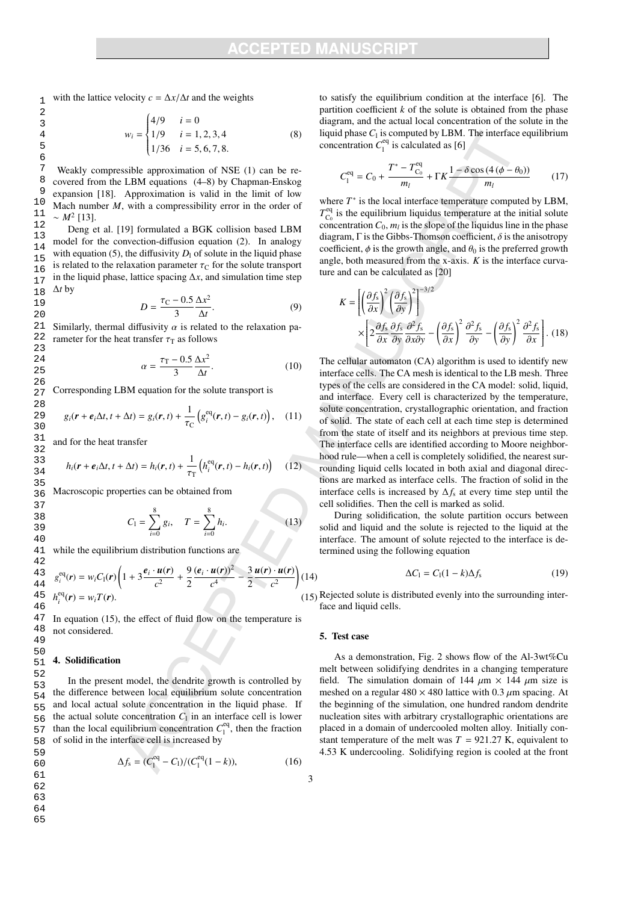with the lattice velocity $c = \Delta x/\Delta t$ and the weights

$$w_i = \begin{cases} 4/9 & i = 0 \\ 1/9 & i = 1, 2, 3, 4 \\ 1/36 & i = 5, 6, 7, 8. \end{cases} \quad (8)$$

Weakly compressible approximation of NSE (1) can be recovered from the LBM equations (4–8) by Chapman-Enskog expansion [18]. Approximation is valid in the limit of low Mach number $M$, with a compressibility error in the order of $\sim M^2$ [13].

Deng et al. [19] formulated a BGK collision based LBM model for the convection-diffusion equation (2). In analogy with equation (5), the diffusivity $D_l$ of solute in the liquid phase is related to the relaxation parameter $\tau_C$ for the solute transport in the liquid phase, lattice spacing $\Delta x$, and simulation time step $\Delta t$ by

$$D = \frac{\tau_C - 0.5}{3} \frac{\Delta x^2}{\Delta t}. \quad (9)$$

Similarly, thermal diffusivity $\alpha$ is related to the relaxation parameter for the heat transfer $\tau_T$ as follows

$$\alpha = \frac{\tau_T - 0.5}{3} \frac{\Delta x^2}{\Delta t}. \quad (10)$$

Corresponding LBM equation for the solute transport is

$$g_i(\boldsymbol{r} + \boldsymbol{e}_i \Delta t, t + \Delta t) = g_i(\boldsymbol{r}, t) + \frac{1}{\tau_C} \left( g_i^{\text{eq}}(\boldsymbol{r}, t) - g_i(\boldsymbol{r}, t) \right), \quad (11)$$

and for the heat transfer

$$h_i(\boldsymbol{r} + \boldsymbol{e}_i \Delta t, t + \Delta t) = h_i(\boldsymbol{r}, t) + \frac{1}{\tau_T} \left( h_i^{\text{eq}}(\boldsymbol{r}, t) - h_i(\boldsymbol{r}, t) \right) \quad (12)$$

Macroscopic properties can be obtained from

$$C_l = \sum_{i=0}^{8} g_i, \quad T = \sum_{i=0}^{8} h_i. \quad (13)$$

while the equilibrium distribution functions are

$$g_i^{\text{eq}}(\boldsymbol{r}) = w_i C_l(\boldsymbol{r}) \left( 1 + 3 \frac{\boldsymbol{e}_i \cdot \boldsymbol{u}(\boldsymbol{r})}{c^2} + \frac{9}{2} \frac{(\boldsymbol{e}_i \cdot \boldsymbol{u}(\boldsymbol{r}))^2}{c^4} - \frac{3}{2} \frac{\boldsymbol{u}(\boldsymbol{r}) \cdot \boldsymbol{u}(\boldsymbol{r})}{c^2} \right) \quad (14)$$

$$h_i^{\text{eq}}(\boldsymbol{r}) = w_i T(\boldsymbol{r}). \quad (15)$$

In equation (15), the effect of fluid flow on the temperature is not considered.

## 4. Solidification

In the present model, the dendrite growth is controlled by the difference between local equilibrium solute concentration and local actual solute concentration in the liquid phase. If the actual solute concentration $C_l$ in an interface cell is lower than the local equilibrium concentration $C_l^{\text{eq}}$, then the fraction of solid in the interface cell is increased by

$$\Delta f_s = (C_l^{\text{eq}} - C_l)/(C_l^{\text{eq}}(1 - k)), \quad (16)$$

to satisfy the equilibrium condition at the interface [6]. The partition coefficient $k$ of the solute is obtained from the phase diagram, and the actual local concentration of the solute in the liquid phase $C_l$ is computed by LBM. The interface equilibrium concentration $C_l^{\text{eq}}$ is calculated as [6]

$$C_l^{\text{eq}} = C_0 + \frac{T^* - T_{C_0}^{\text{eq}}}{m_l} + \Gamma K \frac{1 - \delta \cos(4(\phi - \theta_0))}{m_l} \quad (17)$$

where $T^*$ is the local interface temperature computed by LBM, $T_{C_0}^{\text{eq}}$ is the equilibrium liquidus temperature at the initial solute concentration $C_0$, $m_l$ is the slope of the liquidus line in the phase diagram, $\Gamma$ is the Gibbs-Thomson coefficient, $\delta$ is the anisotropy coefficient, $\phi$ is the growth angle, and $\theta_0$ is the preferred growth angle, both measured from the x-axis. $K$ is the interface curvature and can be calculated as [20]

$$K = \left[ \left( \frac{\partial f_s}{\partial x} \right)^2 \left( \frac{\partial f_s}{\partial y} \right)^2 \right]^{-3/2} \times \left[ 2 \frac{\partial f_s}{\partial x} \frac{\partial f_s}{\partial y} \frac{\partial^2 f_s}{\partial x \partial y} - \left( \frac{\partial f_s}{\partial x} \right)^2 \frac{\partial^2 f_s}{\partial y} - \left( \frac{\partial f_s}{\partial y} \right)^2 \frac{\partial^2 f_s}{\partial x} \right]. \quad (18)$$

The cellular automaton (CA) algorithm is used to identify new interface cells. The CA mesh is identical to the LB mesh. Three types of the cells are considered in the CA model: solid, liquid, and interface. Every cell is characterized by the temperature, solute concentration, crystallographic orientation, and fraction of solid. The state of each cell at each time step is determined from the state of itself and its neighbors at previous time step. The interface cells are identified according to Moore neighborhood rule—when a cell is completely solidified, the nearest surrounding liquid cells located in both axial and diagonal directions are marked as interface cells. The fraction of solid in the interface cells is increased by $\Delta f_s$ at every time step until the cell solidifies. Then the cell is marked as solid.

During solidification, the solute partition occurs between solid and liquid and the solute is rejected to the liquid at the interface. The amount of solute rejected to the interface is determined using the following equation

$$\Delta C_l = C_l(1 - k)\Delta f_s \quad (19)$$

Rejected solute is distributed evenly into the surrounding interface and liquid cells.

## 5. Test case

As a demonstration, Fig. 2 shows flow of the Al-3wt%Cu melt between solidifying dendrites in a changing temperature field. The simulation domain of 144 $\mu$m $\times$ 144 $\mu$m size is meshed on a regular $480 \times 480$ lattice with 0.3 $\mu$m spacing. At the beginning of the simulation, one hundred random dendrite nucleation sites with arbitrary crystallographic orientations are placed in a domain of undercooled molten alloy. Initially constant temperature of the melt was $T = 921.27$ K, equivalent to 4.53 K undercooling. Solidifying region is cooled at the front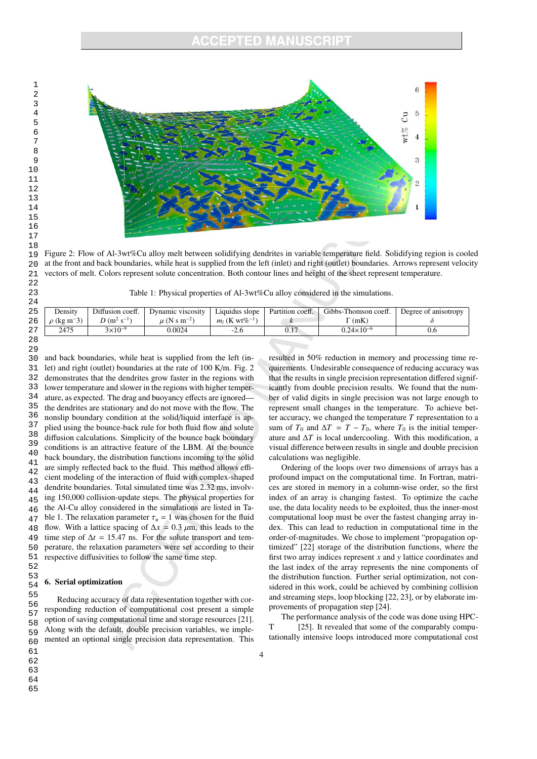Figure 2: Flow of Al-3wt%Cu alloy melt between solidifying dendrites in variable temperature field. Solidifying region is cooled at the front and back boundaries, while heat is supplied from the left (inlet) and right (outlet) boundaries. Arrows represent velocity vectors of melt. Colors represent solute concentration. Both contour lines and height of the sheet represent temperature.

Table 1: Physical properties of Al-3wt%Cu alloy considered in the simulations.

| Density $\rho$ (kg m$^{-3}$) | Diffusion coeff. $D$ (m$^2$ s$^{-1}$) | Dynamic viscosity $\mu$ (N s m$^{-2}$) | Liquidus slope $m_l$ (K wt%$^{-1}$) | Partition coeff. $k$ | Gibbs-Thomson coeff. $\Gamma$ (mK) | Degree of anisotropy $\delta$ |
|---|---|---|---|---|---|---|
| 2475 | $3\times10^{-9}$ | 0.0024 | -2.6 | 0.17 | $0.24\times10^{-6}$ | 0.6 |

and back boundaries, while heat is supplied from the left (inlet) and right (outlet) boundaries at the rate of 100 K/m. Fig. 2 demonstrates that the dendrites grow faster in the regions with lower temperature and slower in the regions with higher temperature, as expected. The drag and buoyancy effects are ignored—the dendrites are stationary and do not move with the flow. The nonslip boundary condition at the solid/liquid interface is applied using the bounce-back rule for both fluid flow and solute diffusion calculations. Simplicity of the bounce back boundary conditions is an attractive feature of the LBM. At the bounce back boundary, the distribution functions incoming to the solid are simply reflected back to the fluid. This method allows efficient modeling of the interaction of fluid with complex-shaped dendrite boundaries. Total simulated time was 2.32 ms, involving 150,000 collision-update steps. The physical properties for the Al-Cu alloy considered in the simulations are listed in Table 1. The relaxation parameter $\tau_u = 1$ was chosen for the fluid flow. With a lattice spacing of $\Delta x = 0.3\ \mu$m, this leads to the time step of $\Delta t = 15.47$ ns. For the solute transport and temperature, the relaxation parameters were set according to their respective diffusivities to follow the same time step.

## 6. Serial optimization

Reducing accuracy of data representation together with corresponding reduction of computational cost present a simple option of saving computational time and storage resources [21]. Along with the default, double precision variables, we implemented an optional single precision data representation. This resulted in 50% reduction in memory and processing time requirements. Undesirable consequence of reducing accuracy was that the results in single precision representation differed significantly from double precision results. We found that the number of valid digits in single precision was not large enough to represent small changes in the temperature. To achieve better accuracy, we changed the temperature $T$ representation to a sum of $T_0$ and $\Delta T = T - T_0$, where $T_0$ is the initial temperature and $\Delta T$ is local undercooling. With this modification, a visual difference between results in single and double precision calculations was negligible.

Ordering of the loops over two dimensions of arrays has a profound impact on the computational time. In Fortran, matrices are stored in memory in a column-wise order, so the first index of an array is changing fastest. To optimize the cache use, the data locality needs to be exploited, thus the inner-most computational loop must be over the fastest changing array index. This can lead to reduction in computational time in the order-of-magnitudes. We chose to implement "propagation optimized" [22] storage of the distribution functions, where the first two array indices represent $x$ and $y$ lattice coordinates and the last index of the array represents the nine components of the distribution function. Further serial optimization, not considered in this work, could be achieved by combining collision and streaming steps, loop blocking [22, 23], or by elaborate improvements of propagation step [24].

The performance analysis of the code was done using HPCT [25]. It revealed that some of the comparably computationally intensive loops introduced more computational cost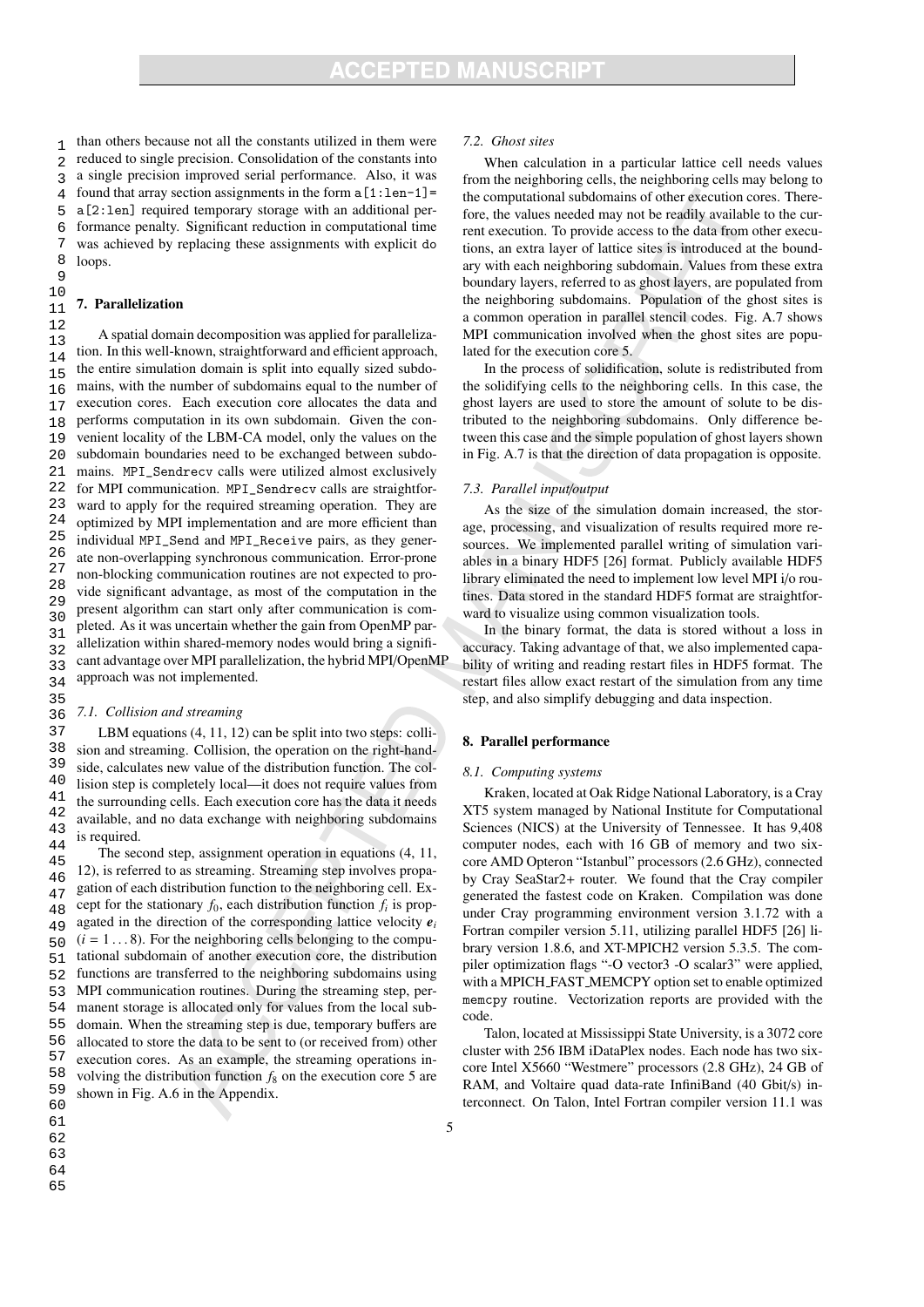than others because not all the constants utilized in them were reduced to single precision. Consolidation of the constants into a single precision improved serial performance. Also, it was found that array section assignments in the form `a[1:len-1]= a[2:len]` required temporary storage with an additional performance penalty. Significant reduction in computational time was achieved by replacing these assignments with explicit `do` loops.

## 7. Parallelization

A spatial domain decomposition was applied for parallelization. In this well-known, straightforward and efficient approach, the entire simulation domain is split into equally sized subdomains, with the number of subdomains equal to the number of execution cores. Each execution core allocates the data and performs computation in its own subdomain. Given the convenient locality of the LBM-CA model, only the values on the subdomain boundaries need to be exchanged between subdomains. `MPI_Sendrecv` calls were utilized almost exclusively for MPI communication. `MPI_Sendrecv` calls are straightforward to apply for the required streaming operation. They are optimized by MPI implementation and are more efficient than individual `MPI_Send` and `MPI_Receive` pairs, as they generate non-overlapping synchronous communication. Error-prone non-blocking communication routines are not expected to provide significant advantage, as most of the computation in the present algorithm can start only after communication is completed. As it was uncertain whether the gain from OpenMP parallelization within shared-memory nodes would bring a significant advantage over MPI parallelization, the hybrid MPI/OpenMP approach was not implemented.

### 7.1. Collision and streaming

LBM equations (4, 11, 12) can be split into two steps: collision and streaming. Collision, the operation on the right-hand-side, calculates new value of the distribution function. The collision step is completely local—it does not require values from the surrounding cells. Each execution core has the data it needs available, and no data exchange with neighboring subdomains is required.

The second step, assignment operation in equations (4, 11, 12), is referred to as streaming. Streaming step involves propagation of each distribution function to the neighboring cell. Except for the stationary $f_0$, each distribution function $f_i$ is propagated in the direction of the corresponding lattice velocity $\boldsymbol{e}_i$ ($i = 1 \dots 8$). For the neighboring cells belonging to the computational subdomain of another execution core, the distribution functions are transferred to the neighboring subdomains using MPI communication routines. During the streaming step, permanent storage is allocated only for values from the local subdomain. When the streaming step is due, temporary buffers are allocated to store the data to be sent to (or received from) other execution cores. As an example, the streaming operations involving the distribution function $f_8$ on the execution core 5 are shown in Fig. A.6 in the Appendix.

### 7.2. Ghost sites

When calculation in a particular lattice cell needs values from the neighboring cells, the neighboring cells may belong to the computational subdomains of other execution cores. Therefore, the values needed may not be readily available to the current execution. To provide access to the data from other executions, an extra layer of lattice sites is introduced at the boundary with each neighboring subdomain. Values from these extra boundary layers, referred to as ghost layers, are populated from the neighboring subdomains. Population of the ghost sites is a common operation in parallel stencil codes. Fig. A.7 shows MPI communication involved when the ghost sites are populated for the execution core 5.

In the process of solidification, solute is redistributed from the solidifying cells to the neighboring cells. In this case, the ghost layers are used to store the amount of solute to be distributed to the neighboring subdomains. Only difference between this case and the simple population of ghost layers shown in Fig. A.7 is that the direction of data propagation is opposite.

### 7.3. Parallel input/output

As the size of the simulation domain increased, the storage, processing, and visualization of results required more resources. We implemented parallel writing of simulation variables in a binary HDF5 [26] format. Publicly available HDF5 library eliminated the need to implement low level MPI i/o routines. Data stored in the standard HDF5 format are straightforward to visualize using common visualization tools.

In the binary format, the data is stored without a loss in accuracy. Taking advantage of that, we also implemented capability of writing and reading restart files in HDF5 format. The restart files allow exact restart of the simulation from any time step, and also simplify debugging and data inspection.

## 8. Parallel performance

### 8.1. Computing systems

Kraken, located at Oak Ridge National Laboratory, is a Cray XT5 system managed by National Institute for Computational Sciences (NICS) at the University of Tennessee. It has 9,408 computer nodes, each with 16 GB of memory and two six-core AMD Opteron "Istanbul" processors (2.6 GHz), connected by Cray SeaStar2+ router. We found that the Cray compiler generated the fastest code on Kraken. Compilation was done under Cray programming environment version 3.1.72 with a Fortran compiler version 5.11, utilizing parallel HDF5 [26] library version 1.8.6, and XT-MPICH2 version 5.3.5. The compiler optimization flags "-O vector3 -O scalar3" were applied, with a MPICH_FAST_MEMCPY option set to enable optimized `memcpy` routine. Vectorization reports are provided with the code.

Talon, located at Mississippi State University, is a 3072 core cluster with 256 IBM iDataPlex nodes. Each node has two six-core Intel X5660 "Westmere" processors (2.8 GHz), 24 GB of RAM, and Voltaire quad data-rate InfiniBand (40 Gbit/s) interconnect. On Talon, Intel Fortran compiler version 11.1 was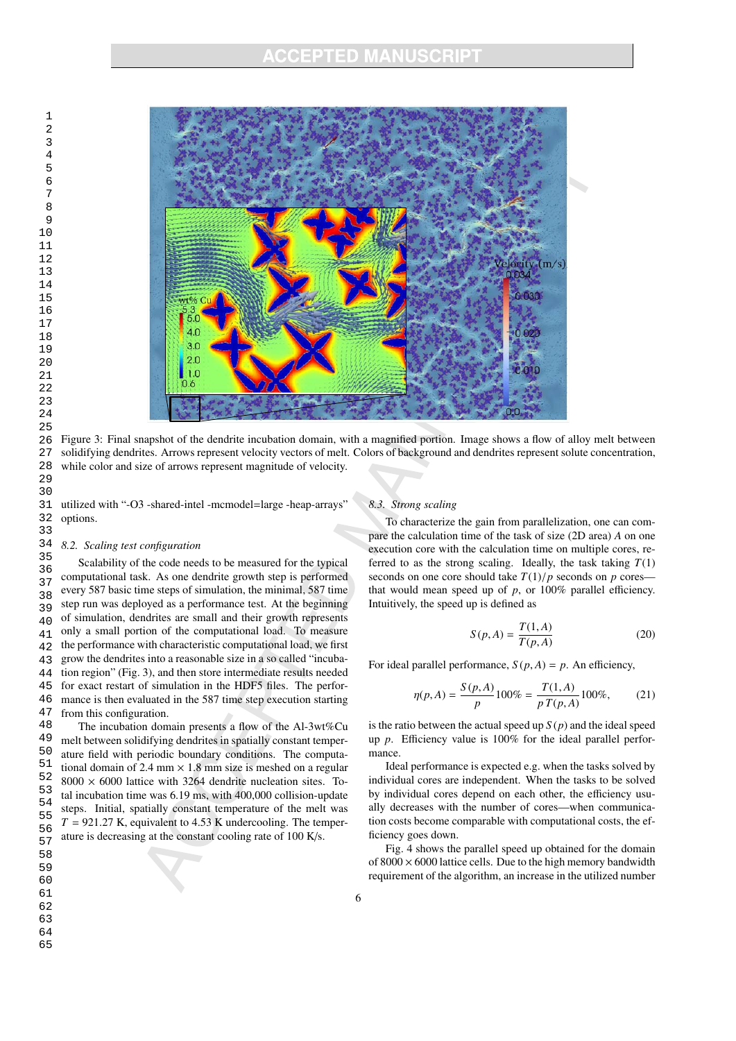Figure 3: Final snapshot of the dendrite incubation domain, with a magnified portion. Image shows a flow of alloy melt between solidifying dendrites. Arrows represent velocity vectors of melt. Colors of background and dendrites represent solute concentration, while color and size of arrows represent magnitude of velocity.

utilized with "-O3 -shared-intel -mcmodel=large -heap-arrays" options.

### *8.2. Scaling test configuration*

Scalability of the code needs to be measured for the typical computational task. As one dendrite growth step is performed every 587 basic time steps of simulation, the minimal, 587 time step run was deployed as a performance test. At the beginning of simulation, dendrites are small and their growth represents only a small portion of the computational load. To measure the performance with characteristic computational load, we first grow the dendrites into a reasonable size in a so called "incubation region" (Fig. 3), and then store intermediate results needed for exact restart of simulation in the HDF5 files. The performance is then evaluated in the 587 time step execution starting from this configuration.

The incubation domain presents a flow of the Al-3wt%Cu melt between solidifying dendrites in spatially constant temperature field with periodic boundary conditions. The computational domain of 2.4 mm $\times$ 1.8 mm size is meshed on a regular 8000 $\times$ 6000 lattice with 3264 dendrite nucleation sites. Total incubation time was 6.19 ms, with 400,000 collision-update steps. Initial, spatially constant temperature of the melt was $T = 921.27$ K, equivalent to 4.53 K undercooling. The temperature is decreasing at the constant cooling rate of 100 K/s.

### *8.3. Strong scaling*

To characterize the gain from parallelization, one can compare the calculation time of the task of size (2D area) $A$ on one execution core with the calculation time on multiple cores, referred to as the strong scaling. Ideally, the task taking $T(1)$ seconds on one core should take $T(1)/p$ seconds on $p$ cores—that would mean speed up of $p$, or 100% parallel efficiency. Intuitively, the speed up is defined as

$$S(p, A) = \frac{T(1, A)}{T(p, A)} \tag{20}$$

For ideal parallel performance, $S(p, A) = p$. An efficiency,

$$\eta(p, A) = \frac{S(p, A)}{p} 100\% = \frac{T(1, A)}{p\, T(p, A)} 100\%, \tag{21}$$

is the ratio between the actual speed up $S(p)$ and the ideal speed up $p$. Efficiency value is 100% for the ideal parallel performance.

Ideal performance is expected e.g. when the tasks solved by individual cores are independent. When the tasks to be solved by individual cores depend on each other, the efficiency usually decreases with the number of cores—when communication costs become comparable with computational costs, the efficiency goes down.

Fig. 4 shows the parallel speed up obtained for the domain of 8000 $\times$ 6000 lattice cells. Due to the high memory bandwidth requirement of the algorithm, an increase in the utilized number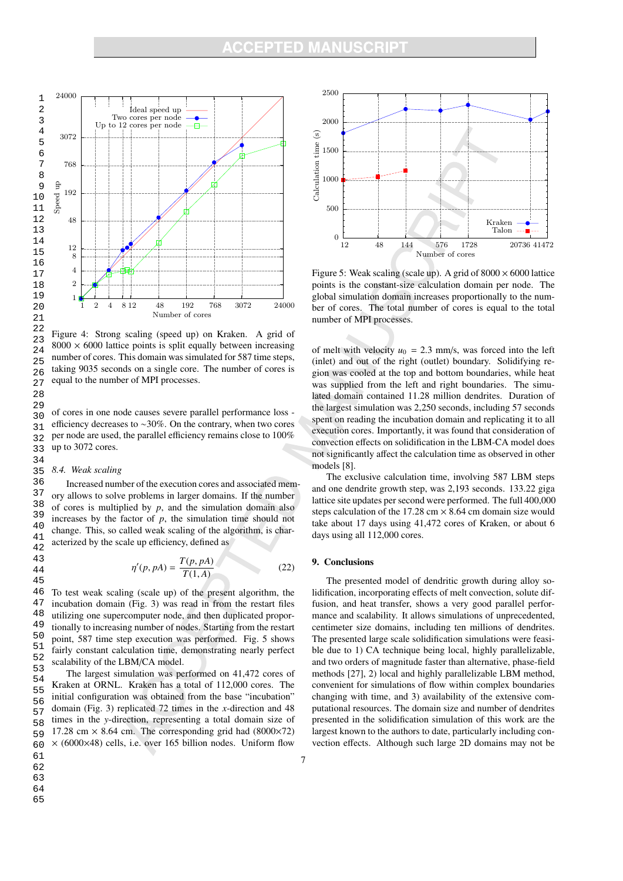Figure 4: Strong scaling (speed up) on Kraken. A grid of $8000 \times 6000$ lattice points is split equally between increasing number of cores. This domain was simulated for 587 time steps, taking 9035 seconds on a single core. The number of cores is equal to the number of MPI processes.

of cores in one node causes severe parallel performance loss - efficiency decreases to ∼30%. On the contrary, when two cores per node are used, the parallel efficiency remains close to 100% up to 3072 cores.

### 8.4. Weak scaling

Increased number of the execution cores and associated memory allows to solve problems in larger domains. If the number of cores is multiplied by $p$, and the simulation domain also increases by the factor of $p$, the simulation time should not change. This, so called weak scaling of the algorithm, is characterized by the scale up efficiency, defined as

$$\eta'(p, pA) = \frac{T(p, pA)}{T(1, A)} \tag{22}$$

To test weak scaling (scale up) of the present algorithm, the incubation domain (Fig. 3) was read in from the restart files utilizing one supercomputer node, and then duplicated proportionally to increasing number of nodes. Starting from the restart point, 587 time step execution was performed. Fig. 5 shows fairly constant calculation time, demonstrating nearly perfect scalability of the LBM/CA model.

The largest simulation was performed on 41,472 cores of Kraken at ORNL. Kraken has a total of 112,000 cores. The initial configuration was obtained from the base "incubation" domain (Fig. 3) replicated 72 times in the $x$-direction and 48 times in the $y$-direction, representing a total domain size of 17.28 cm × 8.64 cm. The corresponding grid had (8000×72) × (6000×48) cells, i.e. over 165 billion nodes. Uniform flow

Figure 5: Weak scaling (scale up). A grid of $8000 \times 6000$ lattice points is the constant-size calculation domain per node. The global simulation domain increases proportionally to the number of cores. The total number of cores is equal to the total number of MPI processes.

of melt with velocity $u_0 = 2.3$ mm/s, was forced into the left (inlet) and out of the right (outlet) boundary. Solidifying region was cooled at the top and bottom boundaries, while heat was supplied from the left and right boundaries. The simulated domain contained 11.28 million dendrites. Duration of the largest simulation was 2,250 seconds, including 57 seconds spent on reading the incubation domain and replicating it to all execution cores. Importantly, it was found that consideration of convection effects on solidification in the LBM-CA model does not significantly affect the calculation time as observed in other models [8].

The exclusive calculation time, involving 587 LBM steps and one dendrite growth step, was 2,193 seconds. 133.22 giga lattice site updates per second were performed. The full 400,000 steps calculation of the 17.28 cm × 8.64 cm domain size would take about 17 days using 41,472 cores of Kraken, or about 6 days using all 112,000 cores.

## 9. Conclusions

The presented model of dendritic growth during alloy solidification, incorporating effects of melt convection, solute diffusion, and heat transfer, shows a very good parallel performance and scalability. It allows simulations of unprecedented, centimeter size domains, including ten millions of dendrites. The presented large scale solidification simulations were feasible due to 1) CA technique being local, highly parallelizable, and two orders of magnitude faster than alternative, phase-field methods [27], 2) local and highly parallelizable LBM method, convenient for simulations of flow within complex boundaries changing with time, and 3) availability of the extensive computational resources. The domain size and number of dendrites presented in the solidification simulation of this work are the largest known to the authors to date, particularly including convection effects. Although such large 2D domains may not be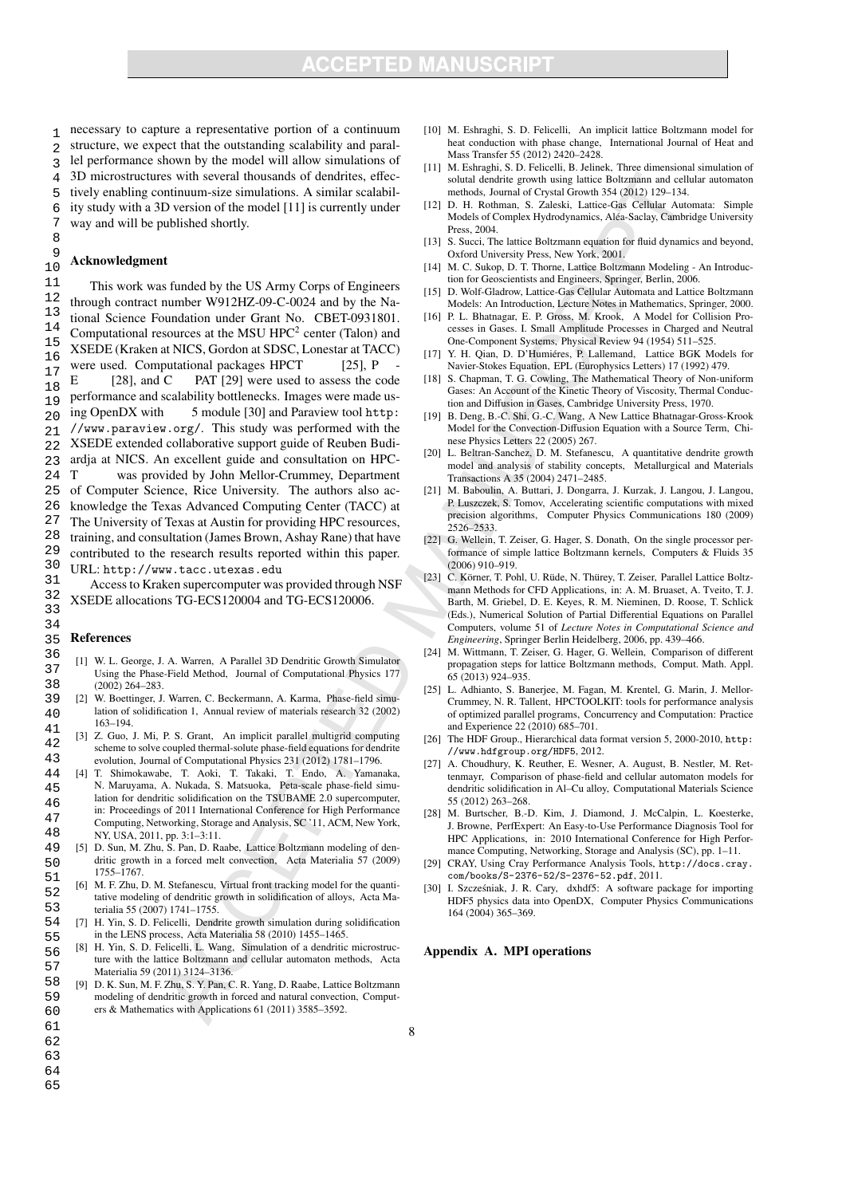necessary to capture a representative portion of a continuum structure, we expect that the outstanding scalability and parallel performance shown by the model will allow simulations of 3D microstructures with several thousands of dendrites, effectively enabling continuum-size simulations. A similar scalability study with a 3D version of the model [11] is currently under way and will be published shortly.

## Acknowledgment

This work was funded by the US Army Corps of Engineers through contract number W912HZ-09-C-0024 and by the National Science Foundation under Grant No. CBET-0931801. Computational resources at the MSU HPC$^2$ center (Talon) and XSEDE (Kraken at NICS, Gordon at SDSC, Lonestar at TACC) were used. Computational packages HPCT [25], P - E [28], and C PAT [29] were used to assess the code performance and scalability bottlenecks. Images were made using OpenDX with 5 module [30] and Paraview tool http://www.paraview.org/. This study was performed with the XSEDE extended collaborative support guide of Reuben Budiardja at NICS. An excellent guide and consultation on HPC-T was provided by John Mellor-Crummey, Department of Computer Science, Rice University. The authors also acknowledge the Texas Advanced Computing Center (TACC) at The University of Texas at Austin for providing HPC resources, training, and consultation (James Brown, Ashay Rane) that have contributed to the research results reported within this paper. URL: http://www.tacc.utexas.edu

Access to Kraken supercomputer was provided through NSF XSEDE allocations TG-ECS120004 and TG-ECS120006.

## References

[1] W. L. George, J. A. Warren, A Parallel 3D Dendritic Growth Simulator Using the Phase-Field Method, Journal of Computational Physics 177 (2002) 264–283.

[2] W. Boettinger, J. Warren, C. Beckermann, A. Karma, Phase-field simulation of solidification 1, Annual review of materials research 32 (2002) 163–194.

[3] Z. Guo, J. Mi, P. S. Grant, An implicit parallel multigrid computing scheme to solve coupled thermal-solute phase-field equations for dendrite evolution, Journal of Computational Physics 231 (2012) 1781–1796.

[4] T. Shimokawabe, T. Aoki, T. Takaki, T. Endo, A. Yamanaka, N. Maruyama, A. Nukada, S. Matsuoka, Peta-scale phase-field simulation for dendritic solidification on the TSUBAME 2.0 supercomputer, in: Proceedings of 2011 International Conference for High Performance Computing, Networking, Storage and Analysis, SC '11, ACM, New York, NY, USA, 2011, pp. 3:1–3:11.

[5] D. Sun, M. Zhu, S. Pan, D. Raabe, Lattice Boltzmann modeling of dendritic growth in a forced melt convection, Acta Materialia 57 (2009) 1755–1767.

[6] M. F. Zhu, D. M. Stefanescu, Virtual front tracking model for the quantitative modeling of dendritic growth in solidification of alloys, Acta Materialia 55 (2007) 1741–1755.

[7] H. Yin, S. D. Felicelli, Dendrite growth simulation during solidification in the LENS process, Acta Materialia 58 (2010) 1455–1465.

[8] H. Yin, S. D. Felicelli, L. Wang, Simulation of a dendritic microstructure with the lattice Boltzmann and cellular automaton methods, Acta Materialia 59 (2011) 3124–3136.

[9] D. K. Sun, M. F. Zhu, S. Y. Pan, C. R. Yang, D. Raabe, Lattice Boltzmann modeling of dendritic growth in forced and natural convection, Computers & Mathematics with Applications 61 (2011) 3585–3592.

[10] M. Eshraghi, S. D. Felicelli, An implicit lattice Boltzmann model for heat conduction with phase change, International Journal of Heat and Mass Transfer 55 (2012) 2420–2428.

[11] M. Eshraghi, S. D. Felicelli, B. Jelinek, Three dimensional simulation of solutal dendrite growth using lattice Boltzmann and cellular automaton methods, Journal of Crystal Growth 354 (2012) 129–134.

[12] D. H. Rothman, S. Zaleski, Lattice-Gas Cellular Automata: Simple Models of Complex Hydrodynamics, Aléa-Saclay, Cambridge University Press, 2004.

[13] S. Succi, The lattice Boltzmann equation for fluid dynamics and beyond, Oxford University Press, New York, 2001.

[14] M. C. Sukop, D. T. Thorne, Lattice Boltzmann Modeling - An Introduction for Geoscientists and Engineers, Springer, Berlin, 2006.

[15] D. Wolf-Gladrow, Lattice-Gas Cellular Automata and Lattice Boltzmann Models: An Introduction, Lecture Notes in Mathematics, Springer, 2000.

[16] P. L. Bhatnagar, E. P. Gross, M. Krook, A Model for Collision Processes in Gases. I. Small Amplitude Processes in Charged and Neutral One-Component Systems, Physical Review 94 (1954) 511–525.

[17] Y. H. Qian, D. D'Humiéres, P. Lallemand, Lattice BGK Models for Navier-Stokes Equation, EPL (Europhysics Letters) 17 (1992) 479.

[18] S. Chapman, T. G. Cowling, The Mathematical Theory of Non-uniform Gases: An Account of the Kinetic Theory of Viscosity, Thermal Conduction and Diffusion in Gases, Cambridge University Press, 1970.

[19] B. Deng, B.-C. Shi, G.-C. Wang, A New Lattice Bhatnagar-Gross-Krook Model for the Convection-Diffusion Equation with a Source Term, Chinese Physics Letters 22 (2005) 267.

[20] L. Beltran-Sanchez, D. M. Stefanescu, A quantitative dendrite growth model and analysis of stability concepts, Metallurgical and Materials Transactions A 35 (2004) 2471–2485.

[21] M. Baboulin, A. Buttari, J. Dongarra, J. Kurzak, J. Langou, J. Langou, P. Luszczek, S. Tomov, Accelerating scientific computations with mixed precision algorithms, Computer Physics Communications 180 (2009) 2526–2533.

[22] G. Wellein, T. Zeiser, G. Hager, S. Donath, On the single processor performance of simple lattice Boltzmann kernels, Computers & Fluids 35 (2006) 910–919.

[23] C. Körner, T. Pohl, U. Rüde, N. Thürey, T. Zeiser, Parallel Lattice Boltzmann Methods for CFD Applications, in: A. M. Bruaset, A. Tveito, T. J. Barth, M. Griebel, D. E. Keyes, R. M. Nieminen, D. Roose, T. Schlick (Eds.), Numerical Solution of Partial Differential Equations on Parallel Computers, volume 51 of *Lecture Notes in Computational Science and Engineering*, Springer Berlin Heidelberg, 2006, pp. 439–466.

[24] M. Wittmann, T. Zeiser, G. Hager, G. Wellein, Comparison of different propagation steps for lattice Boltzmann methods, Comput. Math. Appl. 65 (2013) 924–935.

[25] L. Adhianto, S. Banerjee, M. Fagan, M. Krentel, G. Marin, J. Mellor-Crummey, N. R. Tallent, HPCTOOLKIT: tools for performance analysis of optimized parallel programs, Concurrency and Computation: Practice and Experience 22 (2010) 685–701.

[26] The HDF Group., Hierarchical data format version 5, 2000-2010, http://www.hdfgroup.org/HDF5, 2012.

[27] A. Choudhury, K. Reuther, E. Wesner, A. August, B. Nestler, M. Rettenmayr, Comparison of phase-field and cellular automaton models for dendritic solidification in Al–Cu alloy, Computational Materials Science 55 (2012) 263–268.

[28] M. Burtscher, B.-D. Kim, J. Diamond, J. McCalpin, L. Koesterke, J. Browne, PerfExpert: An Easy-to-Use Performance Diagnosis Tool for HPC Applications, in: 2010 International Conference for High Performance Computing, Networking, Storage and Analysis (SC), pp. 1–11.

[29] CRAY, Using Cray Performance Analysis Tools, http://docs.cray.com/books/S-2376-52/S-2376-52.pdf, 2011.

[30] I. Szcześniak, J. R. Cary, dxhdf5: A software package for importing HDF5 physics data into OpenDX, Computer Physics Communications 164 (2004) 365–369.

## Appendix A. MPI operations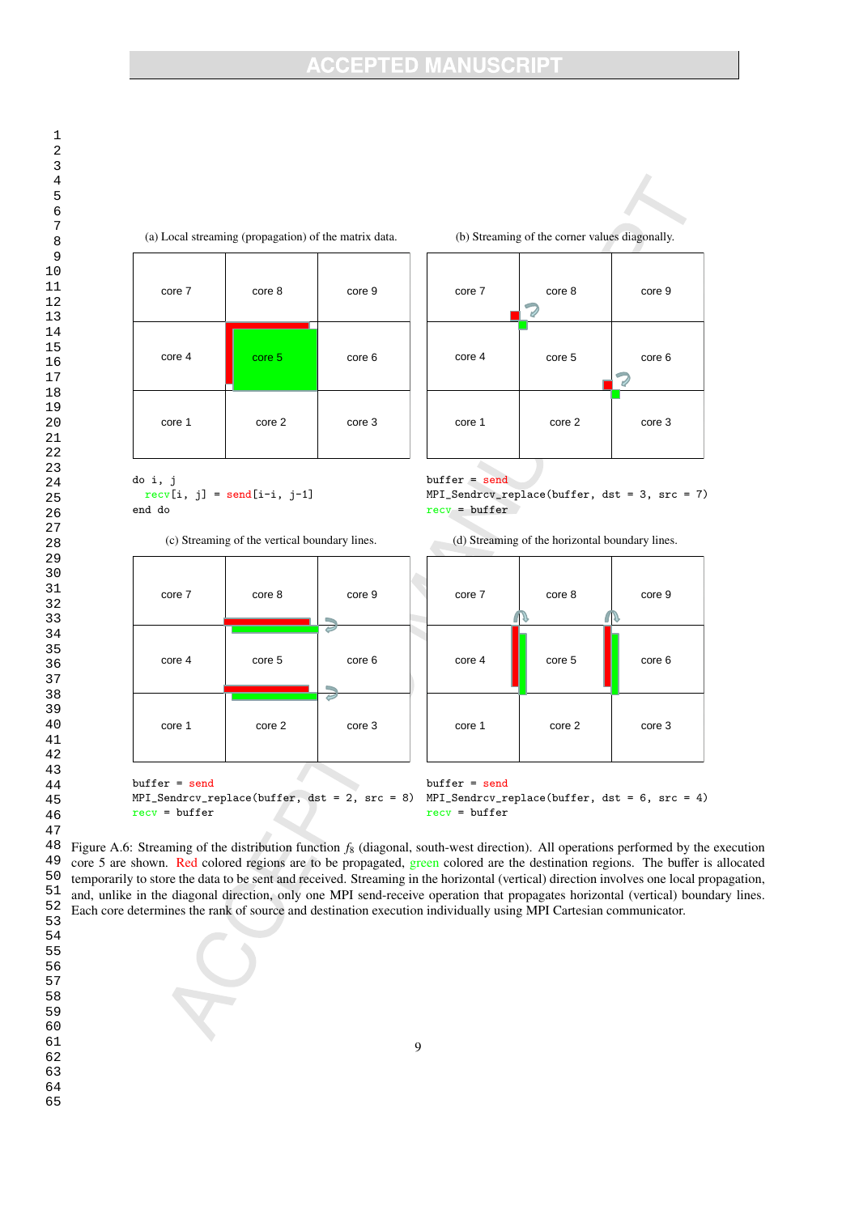(a) Local streaming (propagation) of the matrix data.

| core 7 | core 8 | core 9 |
|---|---|---|
| core 4 | core 5 | core 6 |
| core 1 | core 2 | core 3 |

```
do i, j
  recv[i, j] = send[i-i, j-1]
end do
```

(b) Streaming of the corner values diagonally.

| core 7 | core 8 | core 9 |
|---|---|---|
| core 4 | core 5 | core 6 |
| core 1 | core 2 | core 3 |

```
buffer = send
MPI_Sendrcv_replace(buffer, dst = 3, src = 7)
recv = buffer
```

(c) Streaming of the vertical boundary lines.

| core 7 | core 8 | core 9 |
|---|---|---|
| core 4 | core 5 | core 6 |
| core 1 | core 2 | core 3 |

```
buffer = send
MPI_Sendrcv_replace(buffer, dst = 2, src = 8)
recv = buffer
```

(d) Streaming of the horizontal boundary lines.

| core 7 | core 8 | core 9 |
|---|---|---|
| core 4 | core 5 | core 6 |
| core 1 | core 2 | core 3 |

```
buffer = send
MPI_Sendrcv_replace(buffer, dst = 6, src = 4)
recv = buffer
```

Figure A.6: Streaming of the distribution function $f_8$ (diagonal, south-west direction). All operations performed by the execution core 5 are shown. Red colored regions are to be propagated, green colored are the destination regions. The buffer is allocated temporarily to store the data to be sent and received. Streaming in the horizontal (vertical) direction involves one local propagation, and, unlike in the diagonal direction, only one MPI send-receive operation that propagates horizontal (vertical) boundary lines. Each core determines the rank of source and destination execution individually using MPI Cartesian communicator.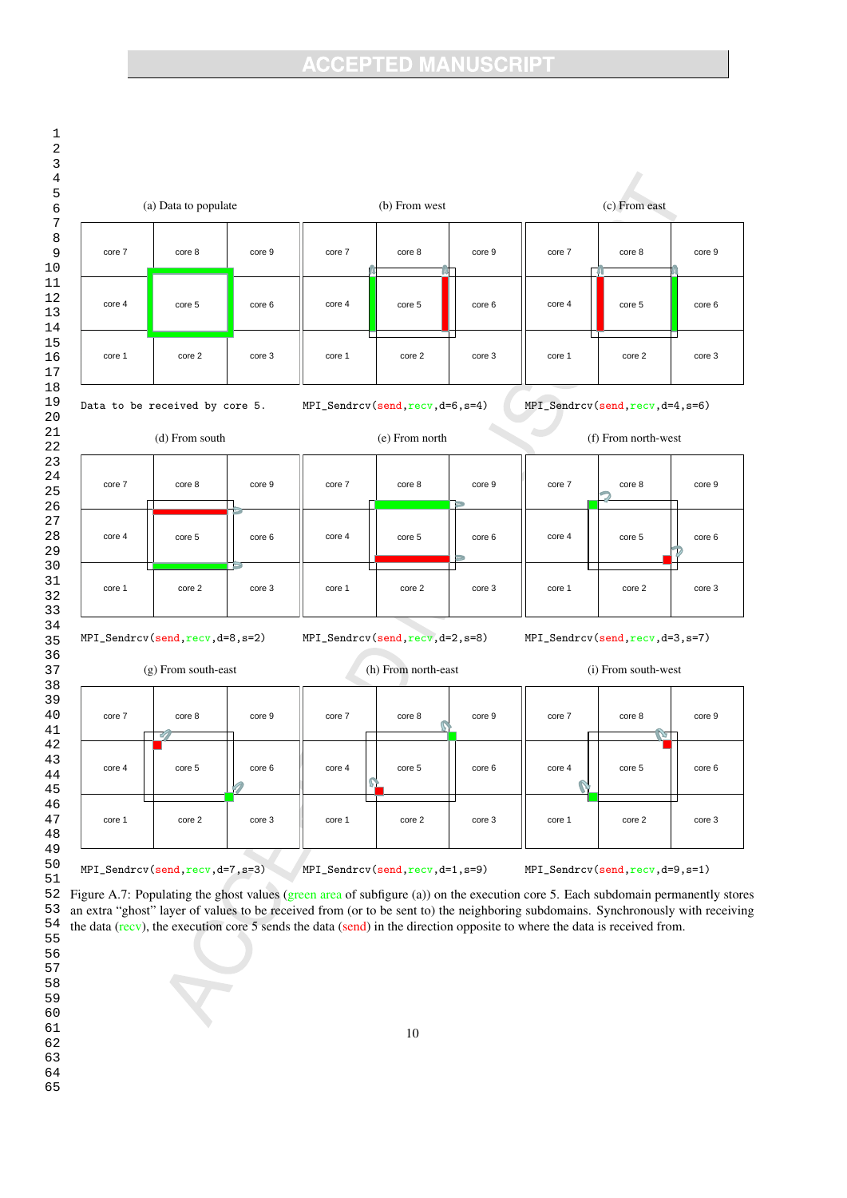(a) Data to populate

| core 7 | core 8 | core 9 |
|---|---|---|
| core 4 | core 5 | core 6 |
| core 1 | core 2 | core 3 |

Data to be received by core 5.

(b) From west

MPI_Sendrcv(send,recv,d=6,s=4)

(c) From east

MPI_Sendrcv(send,recv,d=4,s=6)

(d) From south

MPI_Sendrcv(send,recv,d=8,s=2)

(e) From north

MPI_Sendrcv(send,recv,d=2,s=8)

(f) From north-west

MPI_Sendrcv(send,recv,d=3,s=7)

(g) From south-east

MPI_Sendrcv(send,recv,d=7,s=3)

(h) From north-east

MPI_Sendrcv(send,recv,d=1,s=9)

(i) From south-west

MPI_Sendrcv(send,recv,d=9,s=1)

Figure A.7: Populating the ghost values (green area of subfigure (a)) on the execution core 5. Each subdomain permanently stores an extra "ghost" layer of values to be received from (or to be sent to) the neighboring subdomains. Synchronously with receiving the data (recv), the execution core 5 sends the data (send) in the direction opposite to where the data is received from.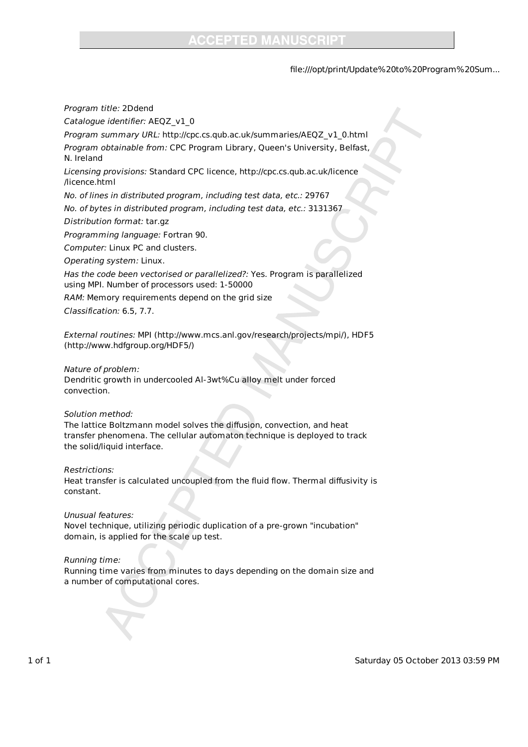*Program title:* 2Ddend

*Catalogue identifier:* AEQZ_v1_0

*Program summary URL:* http://cpc.cs.qub.ac.uk/summaries/AEQZ_v1_0.html

*Program obtainable from:* CPC Program Library, Queen's University, Belfast, N. Ireland

*Licensing provisions:* Standard CPC licence, http://cpc.cs.qub.ac.uk/licence/licence.html

*No. of lines in distributed program, including test data, etc.:* 29767

*No. of bytes in distributed program, including test data, etc.:* 3131367

*Distribution format:* tar.gz

*Programming language:* Fortran 90.

*Computer:* Linux PC and clusters.

*Operating system:* Linux.

*Has the code been vectorised or parallelized?:* Yes. Program is parallelized using MPI. Number of processors used: 1-50000

*RAM:* Memory requirements depend on the grid size

*Classification:* 6.5, 7.7.

*External routines:* MPI (http://www.mcs.anl.gov/research/projects/mpi/), HDF5 (http://www.hdfgroup.org/HDF5/)

*Nature of problem:*
Dendritic growth in undercooled Al-3wt%Cu alloy melt under forced convection.

*Solution method:*
The lattice Boltzmann model solves the diffusion, convection, and heat transfer phenomena. The cellular automaton technique is deployed to track the solid/liquid interface.

*Restrictions:*
Heat transfer is calculated uncoupled from the fluid flow. Thermal diffusivity is constant.

*Unusual features:*
Novel technique, utilizing periodic duplication of a pre-grown "incubation" domain, is applied for the scale up test.

*Running time:*
Running time varies from minutes to days depending on the domain size and a number of computational cores.